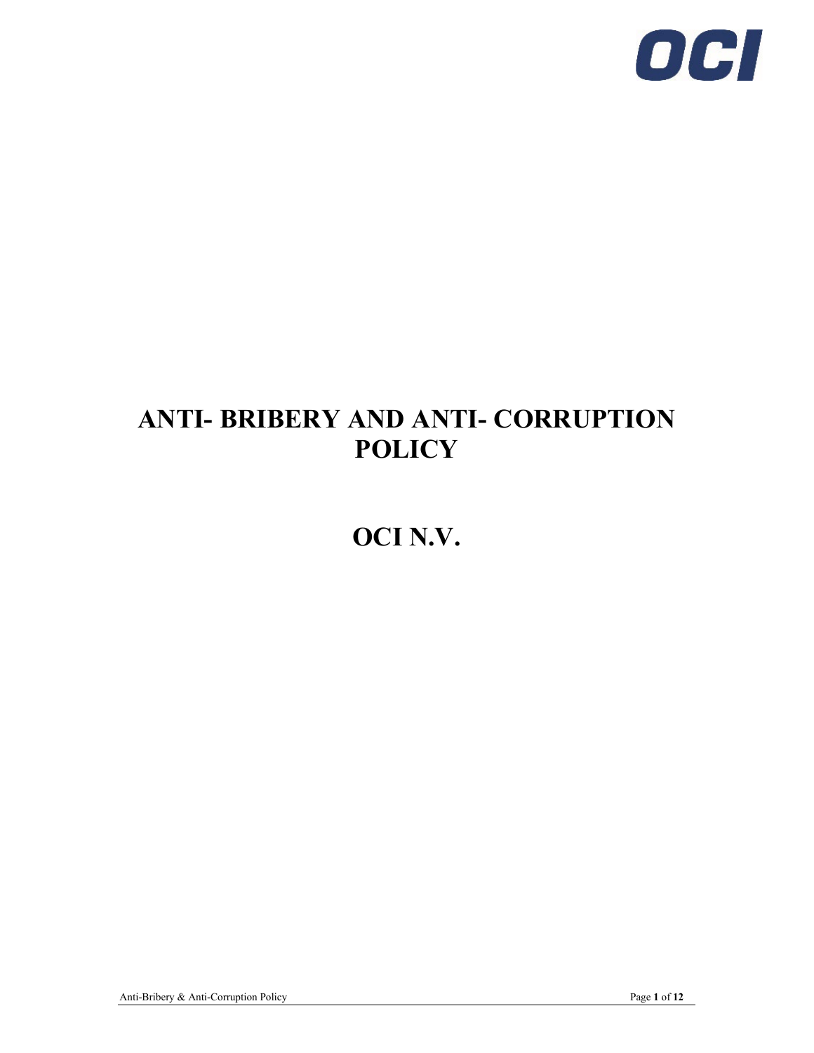# ANTI- BRIBERY AND ANTI- CORRUPTION POLICY

# OCI N.V.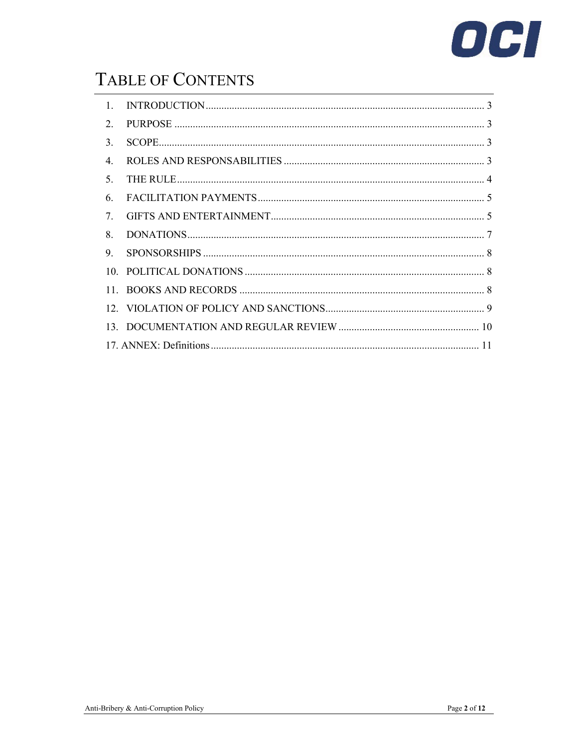# TABLE OF CONTENTS

1. INTRODUCTION ........................................................................................................ 3
2. PURPOSE .................................................................................................................. 3
3. SCOPE ....................................................................................................................... 3
4. ROLES AND RESPONSABILITIES ........................................................................ 3
5. THE RULE ................................................................................................................. 4
6. FACILITATION PAYMENTS .................................................................................. 5
7. GIFTS AND ENTERTAINMENT ............................................................................. 5
8. DONATIONS ............................................................................................................. 7
9. SPONSORSHIPS ....................................................................................................... 8
10. POLITICAL DONATIONS ...................................................................................... 8
11. BOOKS AND RECORDS ......................................................................................... 8
12. VIOLATION OF POLICY AND SANCTIONS ........................................................ 9
13. DOCUMENTATION AND REGULAR REVIEW .................................................. 10

17. ANNEX: Definitions .................................................................................................. 11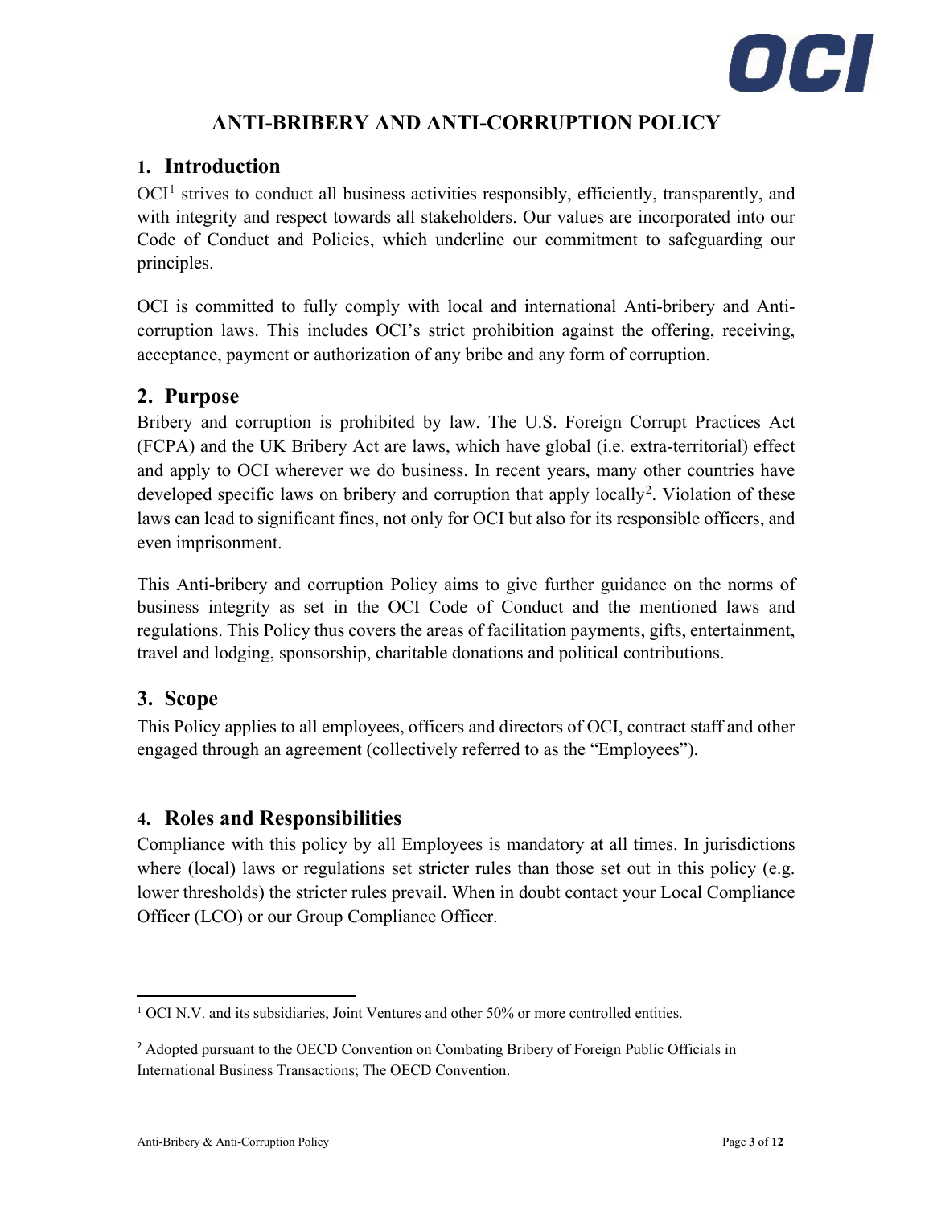# ANTI-BRIBERY AND ANTI-CORRUPTION POLICY

## 1. Introduction

OCI[1] strives to conduct all business activities responsibly, efficiently, transparently, and with integrity and respect towards all stakeholders. Our values are incorporated into our Code of Conduct and Policies, which underline our commitment to safeguarding our principles.

OCI is committed to fully comply with local and international Anti-bribery and Anti-corruption laws. This includes OCI's strict prohibition against the offering, receiving, acceptance, payment or authorization of any bribe and any form of corruption.

## 2. Purpose

Bribery and corruption is prohibited by law. The U.S. Foreign Corrupt Practices Act (FCPA) and the UK Bribery Act are laws, which have global (i.e. extra-territorial) effect and apply to OCI wherever we do business. In recent years, many other countries have developed specific laws on bribery and corruption that apply locally[2]. Violation of these laws can lead to significant fines, not only for OCI but also for its responsible officers, and even imprisonment.

This Anti-bribery and corruption Policy aims to give further guidance on the norms of business integrity as set in the OCI Code of Conduct and the mentioned laws and regulations. This Policy thus covers the areas of facilitation payments, gifts, entertainment, travel and lodging, sponsorship, charitable donations and political contributions.

## 3. Scope

This Policy applies to all employees, officers and directors of OCI, contract staff and other engaged through an agreement (collectively referred to as the "Employees").

## 4. Roles and Responsibilities

Compliance with this policy by all Employees is mandatory at all times. In jurisdictions where (local) laws or regulations set stricter rules than those set out in this policy (e.g. lower thresholds) the stricter rules prevail. When in doubt contact your Local Compliance Officer (LCO) or our Group Compliance Officer.

---

[1] OCI N.V. and its subsidiaries, Joint Ventures and other 50% or more controlled entities.

[2] Adopted pursuant to the OECD Convention on Combating Bribery of Foreign Public Officials in International Business Transactions; The OECD Convention.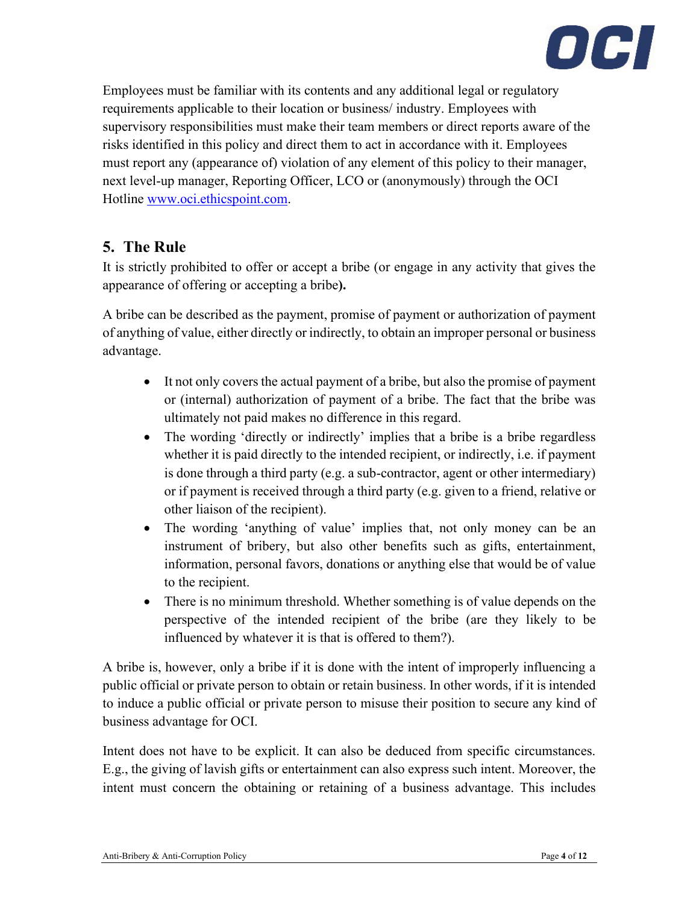Employees must be familiar with its contents and any additional legal or regulatory requirements applicable to their location or business/ industry. Employees with supervisory responsibilities must make their team members or direct reports aware of the risks identified in this policy and direct them to act in accordance with it. Employees must report any (appearance of) violation of any element of this policy to their manager, next level-up manager, Reporting Officer, LCO or (anonymously) through the OCI Hotline [www.oci.ethicspoint.com](http://www.oci.ethicspoint.com).

## 5. The Rule

It is strictly prohibited to offer or accept a bribe (or engage in any activity that gives the appearance of offering or accepting a bribe**).**

A bribe can be described as the payment, promise of payment or authorization of payment of anything of value, either directly or indirectly, to obtain an improper personal or business advantage.

- It not only covers the actual payment of a bribe, but also the promise of payment or (internal) authorization of payment of a bribe. The fact that the bribe was ultimately not paid makes no difference in this regard.
- The wording 'directly or indirectly' implies that a bribe is a bribe regardless whether it is paid directly to the intended recipient, or indirectly, i.e. if payment is done through a third party (e.g. a sub-contractor, agent or other intermediary) or if payment is received through a third party (e.g. given to a friend, relative or other liaison of the recipient).
- The wording 'anything of value' implies that, not only money can be an instrument of bribery, but also other benefits such as gifts, entertainment, information, personal favors, donations or anything else that would be of value to the recipient.
- There is no minimum threshold. Whether something is of value depends on the perspective of the intended recipient of the bribe (are they likely to be influenced by whatever it is that is offered to them?).

A bribe is, however, only a bribe if it is done with the intent of improperly influencing a public official or private person to obtain or retain business. In other words, if it is intended to induce a public official or private person to misuse their position to secure any kind of business advantage for OCI.

Intent does not have to be explicit. It can also be deduced from specific circumstances. E.g., the giving of lavish gifts or entertainment can also express such intent. Moreover, the intent must concern the obtaining or retaining of a business advantage. This includes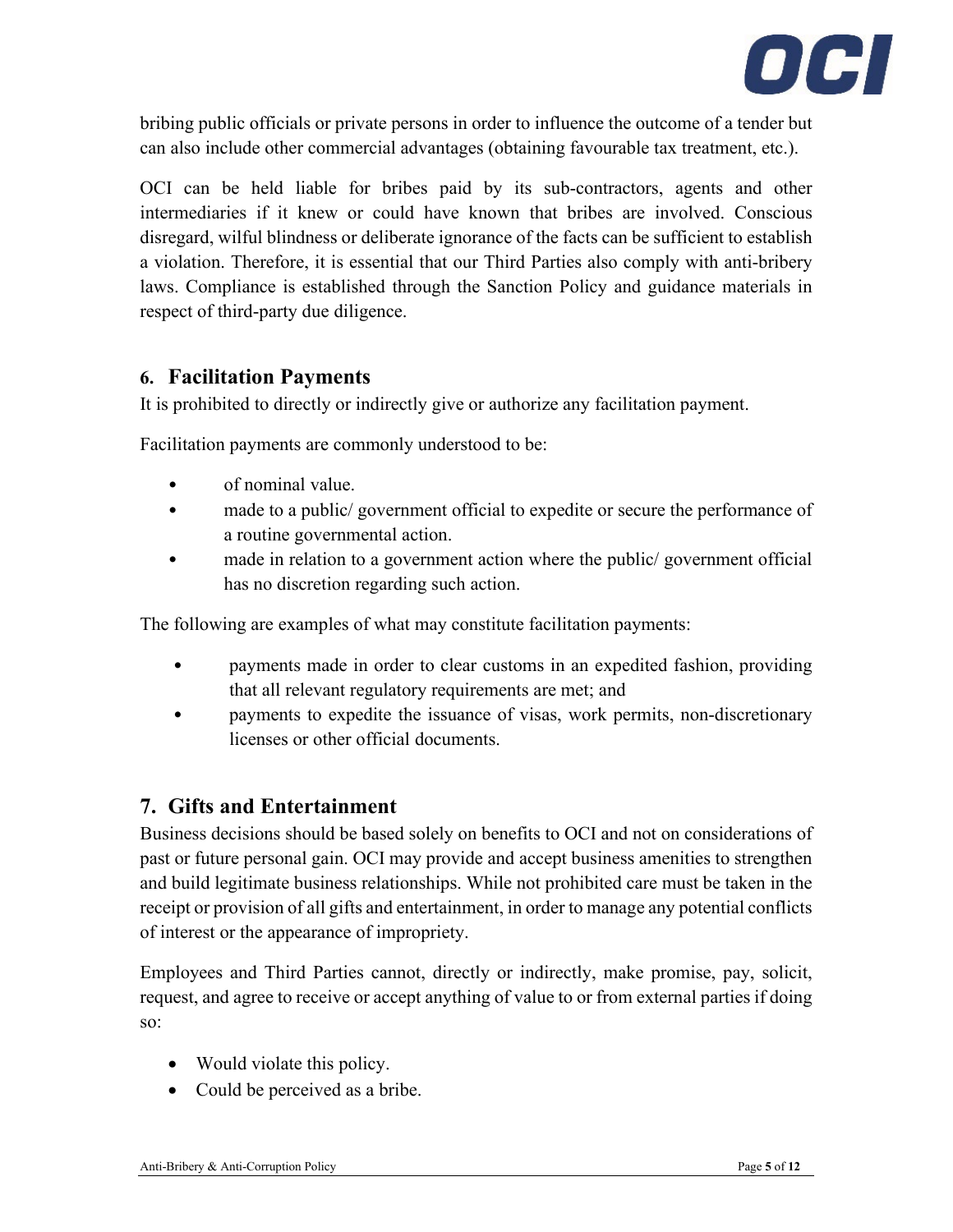bribing public officials or private persons in order to influence the outcome of a tender but can also include other commercial advantages (obtaining favourable tax treatment, etc.).

OCI can be held liable for bribes paid by its sub-contractors, agents and other intermediaries if it knew or could have known that bribes are involved. Conscious disregard, wilful blindness or deliberate ignorance of the facts can be sufficient to establish a violation. Therefore, it is essential that our Third Parties also comply with anti-bribery laws. Compliance is established through the Sanction Policy and guidance materials in respect of third-party due diligence.

## 6. Facilitation Payments

It is prohibited to directly or indirectly give or authorize any facilitation payment.

Facilitation payments are commonly understood to be:

- of nominal value.
- made to a public/ government official to expedite or secure the performance of a routine governmental action.
- made in relation to a government action where the public/ government official has no discretion regarding such action.

The following are examples of what may constitute facilitation payments:

- payments made in order to clear customs in an expedited fashion, providing that all relevant regulatory requirements are met; and
- payments to expedite the issuance of visas, work permits, non-discretionary licenses or other official documents.

## 7. Gifts and Entertainment

Business decisions should be based solely on benefits to OCI and not on considerations of past or future personal gain. OCI may provide and accept business amenities to strengthen and build legitimate business relationships. While not prohibited care must be taken in the receipt or provision of all gifts and entertainment, in order to manage any potential conflicts of interest or the appearance of impropriety.

Employees and Third Parties cannot, directly or indirectly, make promise, pay, solicit, request, and agree to receive or accept anything of value to or from external parties if doing so:

- Would violate this policy.
- Could be perceived as a bribe.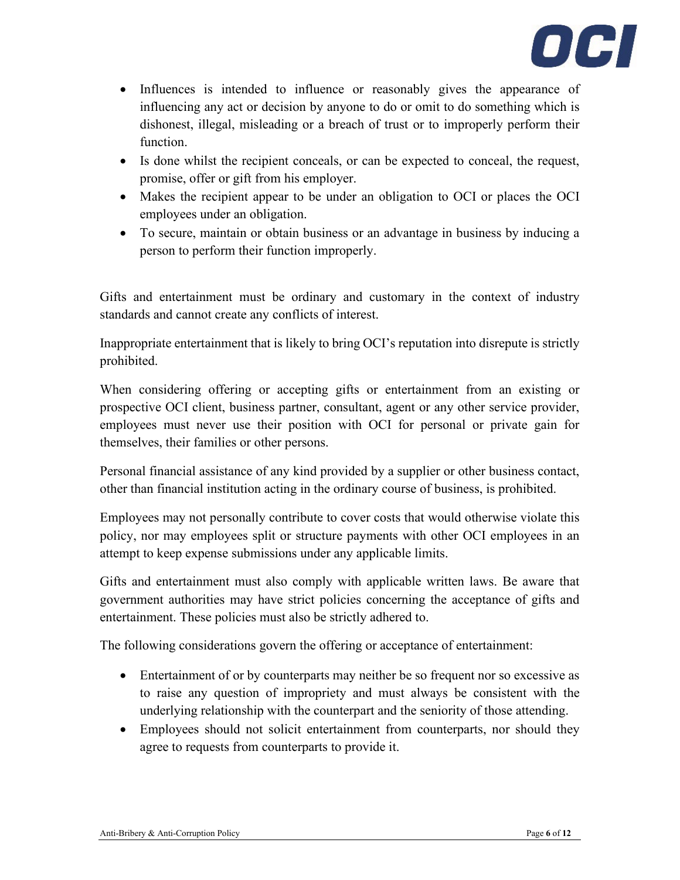- Influences is intended to influence or reasonably gives the appearance of influencing any act or decision by anyone to do or omit to do something which is dishonest, illegal, misleading or a breach of trust or to improperly perform their function.
- Is done whilst the recipient conceals, or can be expected to conceal, the request, promise, offer or gift from his employer.
- Makes the recipient appear to be under an obligation to OCI or places the OCI employees under an obligation.
- To secure, maintain or obtain business or an advantage in business by inducing a person to perform their function improperly.

Gifts and entertainment must be ordinary and customary in the context of industry standards and cannot create any conflicts of interest.

Inappropriate entertainment that is likely to bring OCI's reputation into disrepute is strictly prohibited.

When considering offering or accepting gifts or entertainment from an existing or prospective OCI client, business partner, consultant, agent or any other service provider, employees must never use their position with OCI for personal or private gain for themselves, their families or other persons.

Personal financial assistance of any kind provided by a supplier or other business contact, other than financial institution acting in the ordinary course of business, is prohibited.

Employees may not personally contribute to cover costs that would otherwise violate this policy, nor may employees split or structure payments with other OCI employees in an attempt to keep expense submissions under any applicable limits.

Gifts and entertainment must also comply with applicable written laws. Be aware that government authorities may have strict policies concerning the acceptance of gifts and entertainment. These policies must also be strictly adhered to.

The following considerations govern the offering or acceptance of entertainment:

- Entertainment of or by counterparts may neither be so frequent nor so excessive as to raise any question of impropriety and must always be consistent with the underlying relationship with the counterpart and the seniority of those attending.
- Employees should not solicit entertainment from counterparts, nor should they agree to requests from counterparts to provide it.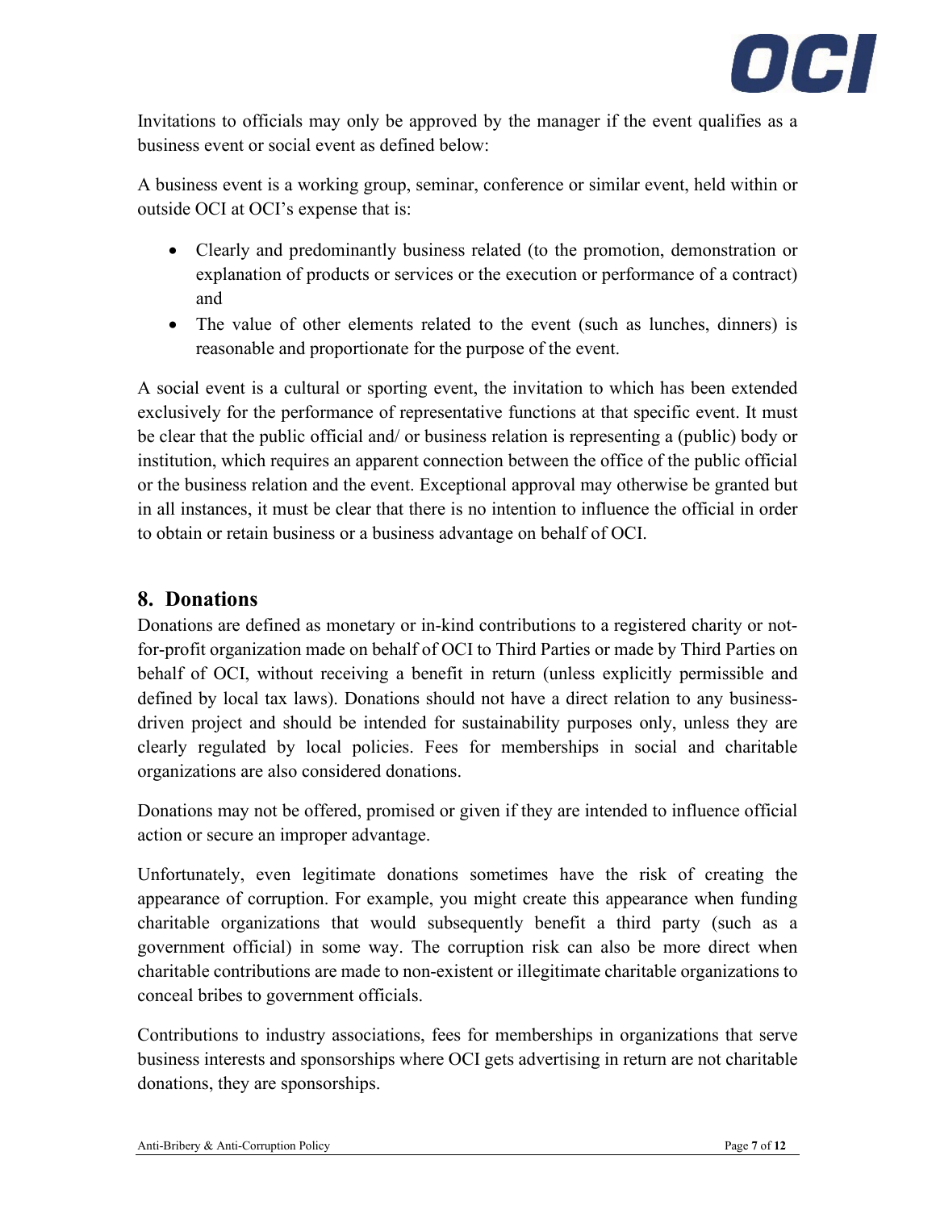Invitations to officials may only be approved by the manager if the event qualifies as a business event or social event as defined below:

A business event is a working group, seminar, conference or similar event, held within or outside OCI at OCI's expense that is:

- Clearly and predominantly business related (to the promotion, demonstration or explanation of products or services or the execution or performance of a contract) and
- The value of other elements related to the event (such as lunches, dinners) is reasonable and proportionate for the purpose of the event.

A social event is a cultural or sporting event, the invitation to which has been extended exclusively for the performance of representative functions at that specific event. It must be clear that the public official and/ or business relation is representing a (public) body or institution, which requires an apparent connection between the office of the public official or the business relation and the event. Exceptional approval may otherwise be granted but in all instances, it must be clear that there is no intention to influence the official in order to obtain or retain business or a business advantage on behalf of OCI.

## 8. Donations

Donations are defined as monetary or in-kind contributions to a registered charity or not-for-profit organization made on behalf of OCI to Third Parties or made by Third Parties on behalf of OCI, without receiving a benefit in return (unless explicitly permissible and defined by local tax laws). Donations should not have a direct relation to any business-driven project and should be intended for sustainability purposes only, unless they are clearly regulated by local policies. Fees for memberships in social and charitable organizations are also considered donations.

Donations may not be offered, promised or given if they are intended to influence official action or secure an improper advantage.

Unfortunately, even legitimate donations sometimes have the risk of creating the appearance of corruption. For example, you might create this appearance when funding charitable organizations that would subsequently benefit a third party (such as a government official) in some way. The corruption risk can also be more direct when charitable contributions are made to non-existent or illegitimate charitable organizations to conceal bribes to government officials.

Contributions to industry associations, fees for memberships in organizations that serve business interests and sponsorships where OCI gets advertising in return are not charitable donations, they are sponsorships.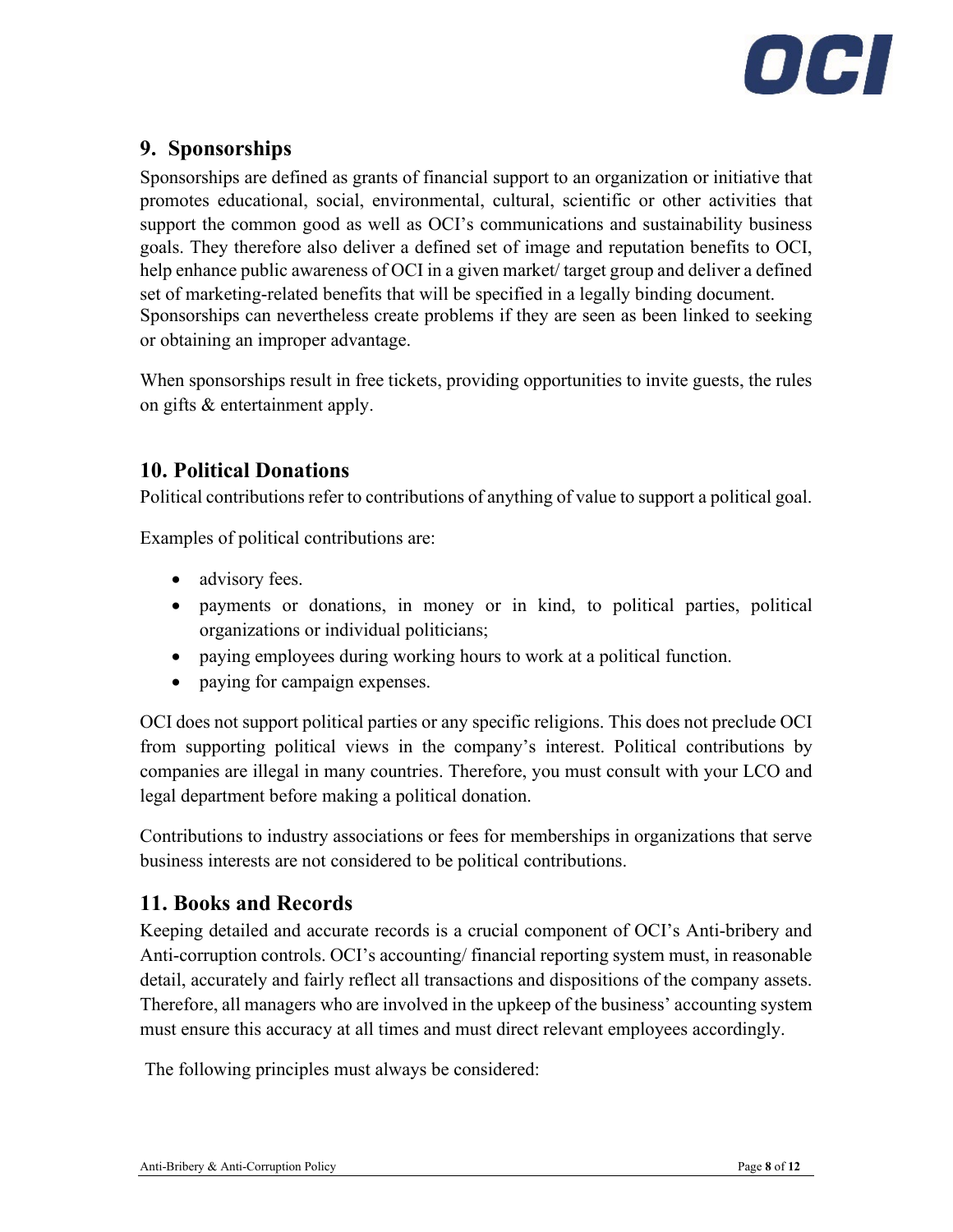## 9. Sponsorships

Sponsorships are defined as grants of financial support to an organization or initiative that promotes educational, social, environmental, cultural, scientific or other activities that support the common good as well as OCI's communications and sustainability business goals. They therefore also deliver a defined set of image and reputation benefits to OCI, help enhance public awareness of OCI in a given market/ target group and deliver a defined set of marketing-related benefits that will be specified in a legally binding document. Sponsorships can nevertheless create problems if they are seen as been linked to seeking or obtaining an improper advantage.

When sponsorships result in free tickets, providing opportunities to invite guests, the rules on gifts & entertainment apply.

## 10. Political Donations

Political contributions refer to contributions of anything of value to support a political goal.

Examples of political contributions are:

- advisory fees.
- payments or donations, in money or in kind, to political parties, political organizations or individual politicians;
- paying employees during working hours to work at a political function.
- paying for campaign expenses.

OCI does not support political parties or any specific religions. This does not preclude OCI from supporting political views in the company's interest. Political contributions by companies are illegal in many countries. Therefore, you must consult with your LCO and legal department before making a political donation.

Contributions to industry associations or fees for memberships in organizations that serve business interests are not considered to be political contributions.

## 11. Books and Records

Keeping detailed and accurate records is a crucial component of OCI's Anti-bribery and Anti-corruption controls. OCI's accounting/ financial reporting system must, in reasonable detail, accurately and fairly reflect all transactions and dispositions of the company assets. Therefore, all managers who are involved in the upkeep of the business' accounting system must ensure this accuracy at all times and must direct relevant employees accordingly.

The following principles must always be considered: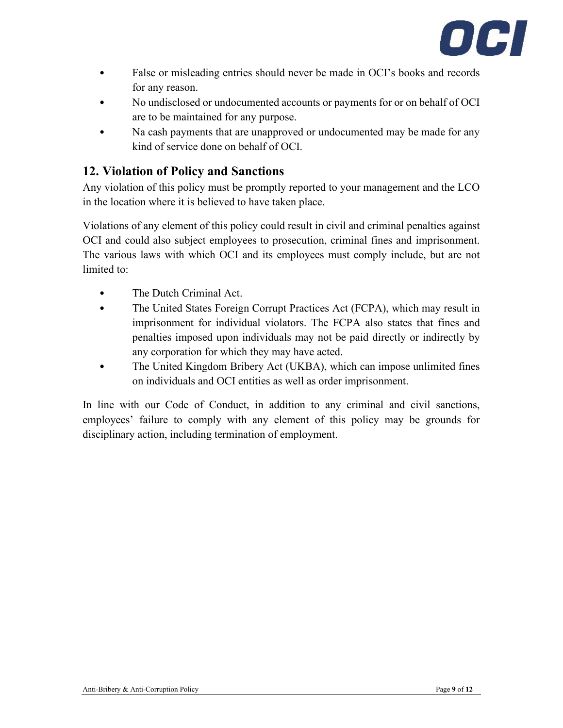- False or misleading entries should never be made in OCI's books and records for any reason.
- No undisclosed or undocumented accounts or payments for or on behalf of OCI are to be maintained for any purpose.
- Na cash payments that are unapproved or undocumented may be made for any kind of service done on behalf of OCI.

## 12. Violation of Policy and Sanctions

Any violation of this policy must be promptly reported to your management and the LCO in the location where it is believed to have taken place.

Violations of any element of this policy could result in civil and criminal penalties against OCI and could also subject employees to prosecution, criminal fines and imprisonment. The various laws with which OCI and its employees must comply include, but are not limited to:

- The Dutch Criminal Act.
- The United States Foreign Corrupt Practices Act (FCPA), which may result in imprisonment for individual violators. The FCPA also states that fines and penalties imposed upon individuals may not be paid directly or indirectly by any corporation for which they may have acted.
- The United Kingdom Bribery Act (UKBA), which can impose unlimited fines on individuals and OCI entities as well as order imprisonment.

In line with our Code of Conduct, in addition to any criminal and civil sanctions, employees' failure to comply with any element of this policy may be grounds for disciplinary action, including termination of employment.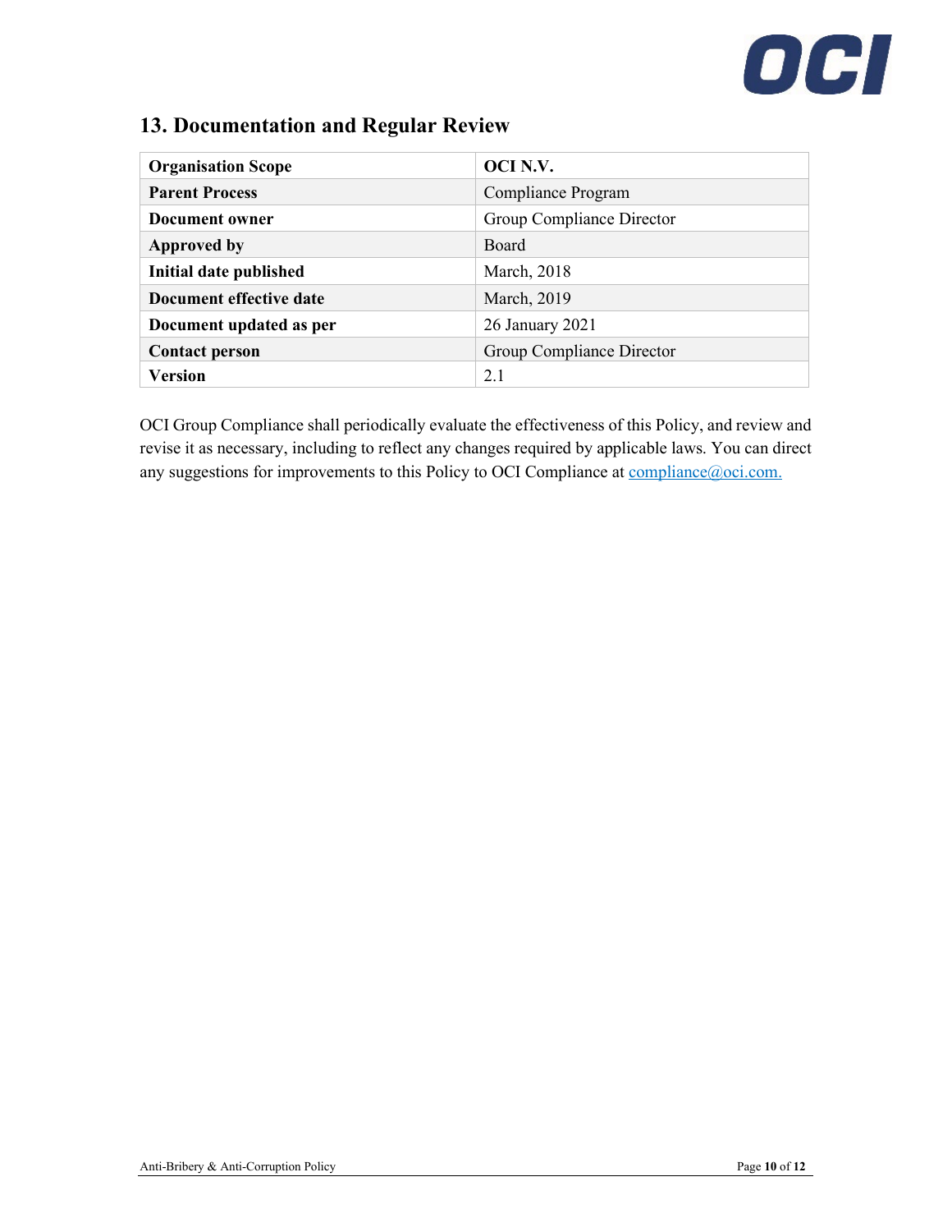## 13. Documentation and Regular Review

| **Organisation Scope** | **OCI N.V.** |
|---|---|
| **Parent Process** | Compliance Program |
| **Document owner** | Group Compliance Director |
| **Approved by** | Board |
| **Initial date published** | March, 2018 |
| **Document effective date** | March, 2019 |
| **Document updated as per** | 26 January 2021 |
| **Contact person** | Group Compliance Director |
| **Version** | 2.1 |

OCI Group Compliance shall periodically evaluate the effectiveness of this Policy, and review and revise it as necessary, including to reflect any changes required by applicable laws. You can direct any suggestions for improvements to this Policy to OCI Compliance at compliance@oci.com.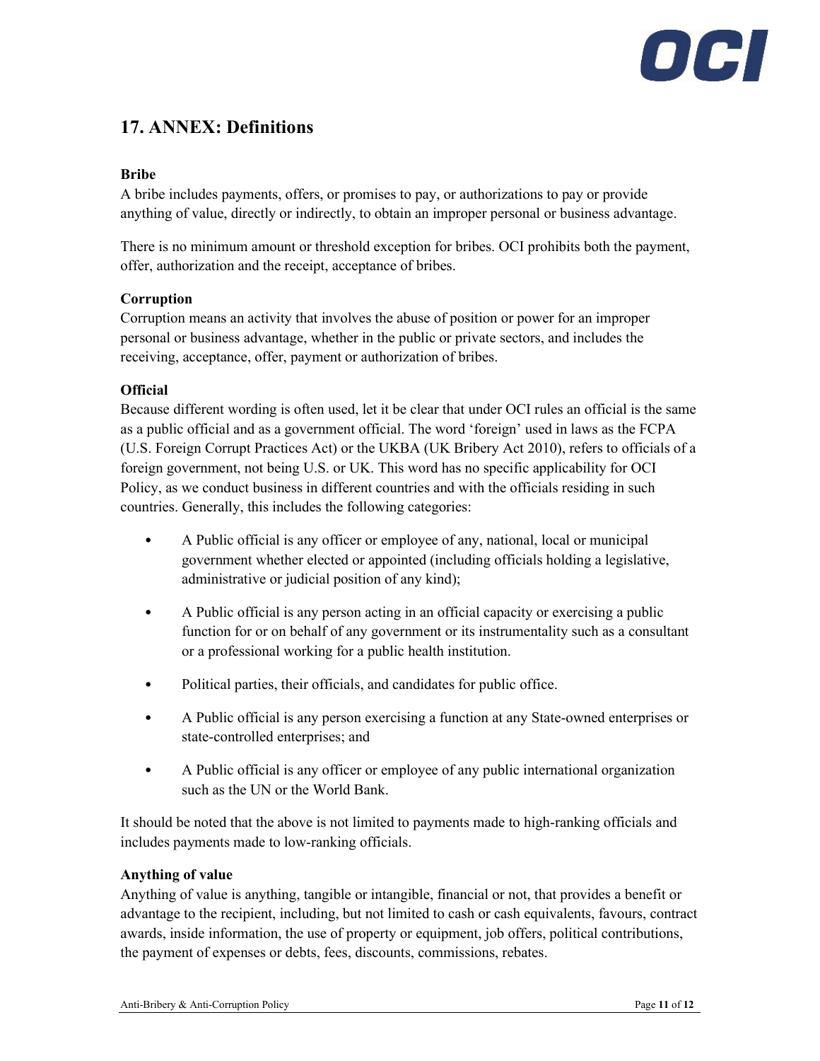## 17. ANNEX: Definitions

**Bribe**

A bribe includes payments, offers, or promises to pay, or authorizations to pay or provide anything of value, directly or indirectly, to obtain an improper personal or business advantage.

There is no minimum amount or threshold exception for bribes. OCI prohibits both the payment, offer, authorization and the receipt, acceptance of bribes.

**Corruption**

Corruption means an activity that involves the abuse of position or power for an improper personal or business advantage, whether in the public or private sectors, and includes the receiving, acceptance, offer, payment or authorization of bribes.

**Official**

Because different wording is often used, let it be clear that under OCI rules an official is the same as a public official and as a government official. The word 'foreign' used in laws as the FCPA (U.S. Foreign Corrupt Practices Act) or the UKBA (UK Bribery Act 2010), refers to officials of a foreign government, not being U.S. or UK. This word has no specific applicability for OCI Policy, as we conduct business in different countries and with the officials residing in such countries. Generally, this includes the following categories:

- A Public official is any officer or employee of any, national, local or municipal government whether elected or appointed (including officials holding a legislative, administrative or judicial position of any kind);
- A Public official is any person acting in an official capacity or exercising a public function for or on behalf of any government or its instrumentality such as a consultant or a professional working for a public health institution.
- Political parties, their officials, and candidates for public office.
- A Public official is any person exercising a function at any State-owned enterprises or state-controlled enterprises; and
- A Public official is any officer or employee of any public international organization such as the UN or the World Bank.

It should be noted that the above is not limited to payments made to high-ranking officials and includes payments made to low-ranking officials.

**Anything of value**

Anything of value is anything, tangible or intangible, financial or not, that provides a benefit or advantage to the recipient, including, but not limited to cash or cash equivalents, favours, contract awards, inside information, the use of property or equipment, job offers, political contributions, the payment of expenses or debts, fees, discounts, commissions, rebates.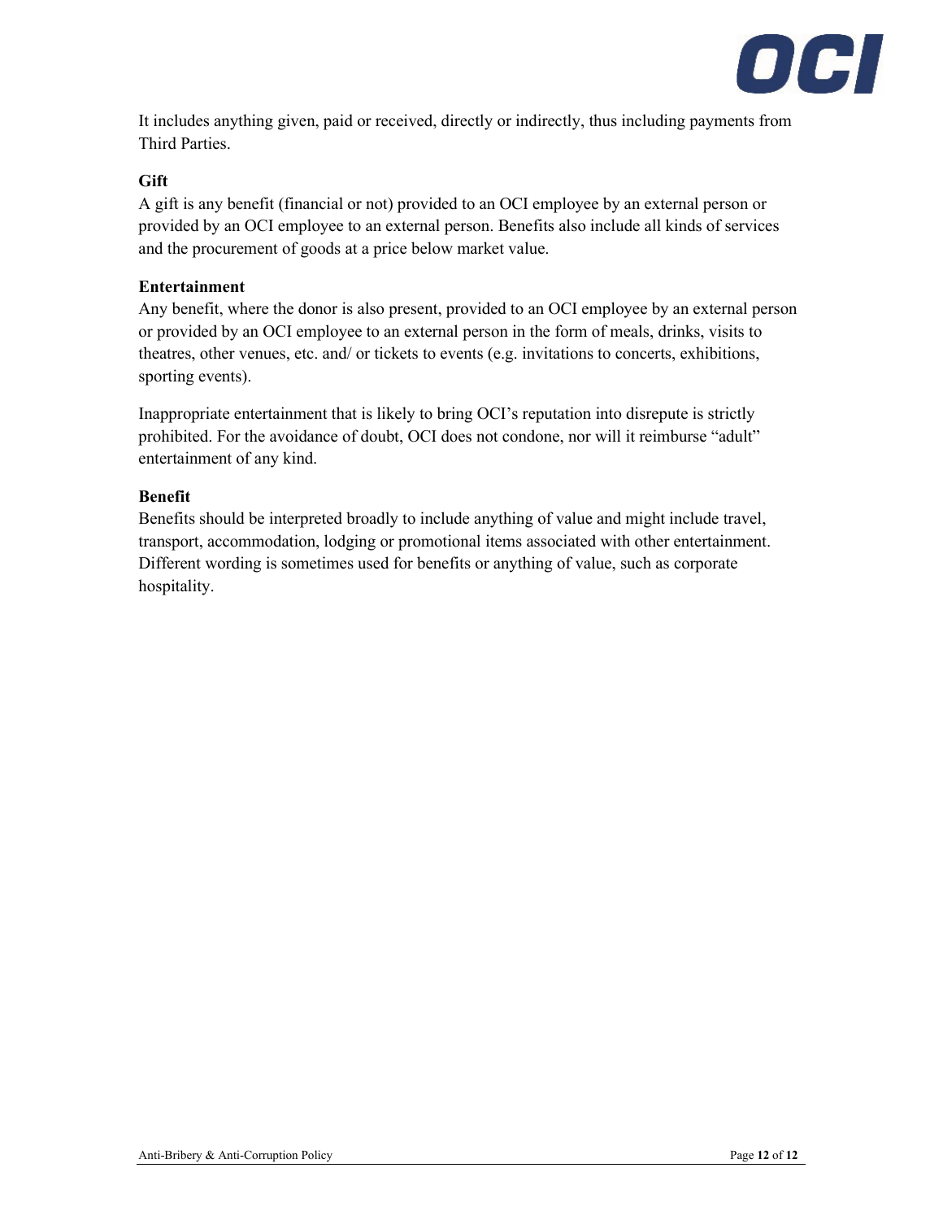It includes anything given, paid or received, directly or indirectly, thus including payments from Third Parties.

**Gift**

A gift is any benefit (financial or not) provided to an OCI employee by an external person or provided by an OCI employee to an external person. Benefits also include all kinds of services and the procurement of goods at a price below market value.

**Entertainment**

Any benefit, where the donor is also present, provided to an OCI employee by an external person or provided by an OCI employee to an external person in the form of meals, drinks, visits to theatres, other venues, etc. and/ or tickets to events (e.g. invitations to concerts, exhibitions, sporting events).

Inappropriate entertainment that is likely to bring OCI's reputation into disrepute is strictly prohibited. For the avoidance of doubt, OCI does not condone, nor will it reimburse "adult" entertainment of any kind.

**Benefit**

Benefits should be interpreted broadly to include anything of value and might include travel, transport, accommodation, lodging or promotional items associated with other entertainment. Different wording is sometimes used for benefits or anything of value, such as corporate hospitality.